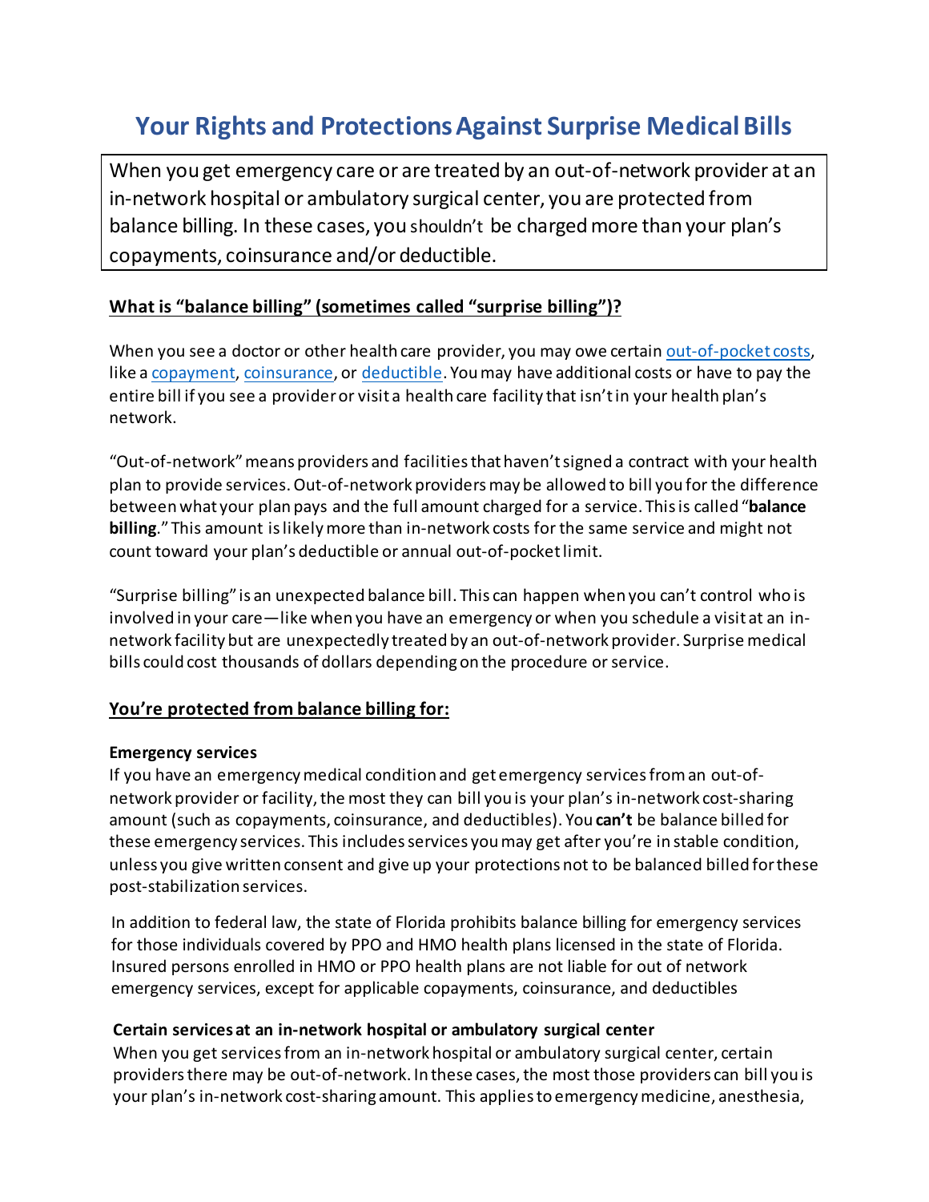// Page 1 of 2 — document f45f27e00b2a
# Your Rights and Protections Against Surprise Medical Bills

When you get emergency care or are treated by an out-of-network provider at an in-network hospital or ambulatory surgical center, you are protected from balance billing. In these cases, you shouldn't be charged more than your plan's copayments, coinsurance and/or deductible.

## What is "balance billing" (sometimes called "surprise billing")?

When you see a doctor or other health care provider, you may owe certain out-of-pocket costs, like a copayment, coinsurance, or deductible. You may have additional costs or have to pay the entire bill if you see a provider or visit a health care facility that isn't in your health plan's network.

"Out-of-network" means providers and facilities that haven't signed a contract with your health plan to provide services. Out-of-network providers may be allowed to bill you for the difference between what your plan pays and the full amount charged for a service. This is called "**balance billing**." This amount is likely more than in-network costs for the same service and might not count toward your plan's deductible or annual out-of-pocket limit.

"Surprise billing" is an unexpected balance bill. This can happen when you can't control who is involved in your care—like when you have an emergency or when you schedule a visit at an in-network facility but are unexpectedly treated by an out-of-network provider. Surprise medical bills could cost thousands of dollars depending on the procedure or service.

## You're protected from balance billing for:

### Emergency services

If you have an emergency medical condition and get emergency services from an out-of-network provider or facility, the most they can bill you is your plan's in-network cost-sharing amount (such as copayments, coinsurance, and deductibles). You **can't** be balance billed for these emergency services. This includes services you may get after you're in stable condition, unless you give written consent and give up your protections not to be balanced billed for these post-stabilization services.

In addition to federal law, the state of Florida prohibits balance billing for emergency services for those individuals covered by PPO and HMO health plans licensed in the state of Florida. Insured persons enrolled in HMO or PPO health plans are not liable for out of network emergency services, except for applicable copayments, coinsurance, and deductibles

### Certain services at an in-network hospital or ambulatory surgical center

When you get services from an in-network hospital or ambulatory surgical center, certain providers there may be out-of-network. In these cases, the most those providers can bill you is your plan's in-network cost-sharing amount. This applies to emergency medicine, anesthesia,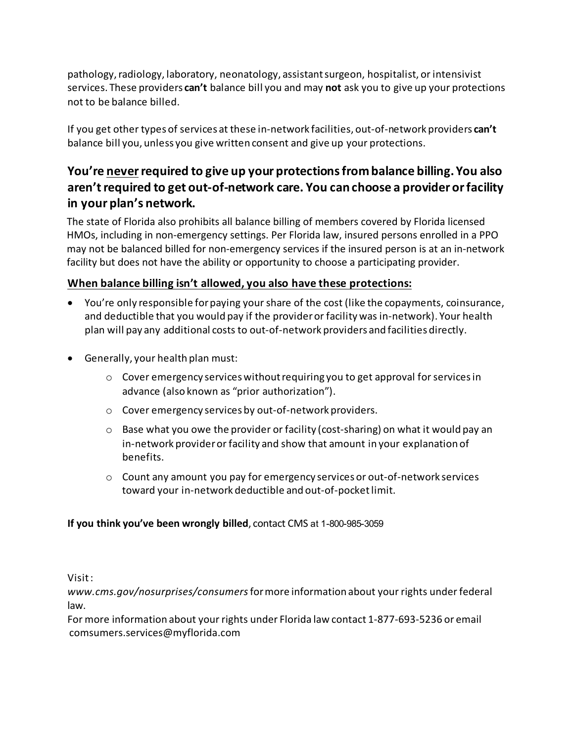pathology, radiology, laboratory, neonatology, assistant surgeon, hospitalist, or intensivist services. These providers **can't** balance bill you and may **not** ask you to give up your protections not to be balance billed.

If you get other types of services at these in-network facilities, out-of-network providers **can't** balance bill you, unless you give written consent and give up your protections.

## You're never required to give up your protections from balance billing. You also aren't required to get out-of-network care. You can choose a provider or facility in your plan's network.

The state of Florida also prohibits all balance billing of members covered by Florida licensed HMOs, including in non-emergency settings. Per Florida law, insured persons enrolled in a PPO may not be balanced billed for non-emergency services if the insured person is at an in-network facility but does not have the ability or opportunity to choose a participating provider.

### When balance billing isn't allowed, you also have these protections:

- You're only responsible for paying your share of the cost (like the copayments, coinsurance, and deductible that you would pay if the provider or facility was in-network). Your health plan will pay any additional costs to out-of-network providers and facilities directly.
- Generally, your health plan must:
  - Cover emergency services without requiring you to get approval for services in advance (also known as "prior authorization").
  - Cover emergency services by out-of-network providers.
  - Base what you owe the provider or facility (cost-sharing) on what it would pay an in-network provider or facility and show that amount in your explanation of benefits.
  - Count any amount you pay for emergency services or out-of-network services toward your in-network deductible and out-of-pocket limit.

**If you think you've been wrongly billed**, contact CMS at 1-800-985-3059

Visit:
*www.cms.gov/nosurprises/consumers* for more information about your rights under federal law.
For more information about your rights under Florida law contact 1-877-693-5236 or email comsumers.services@myflorida.com